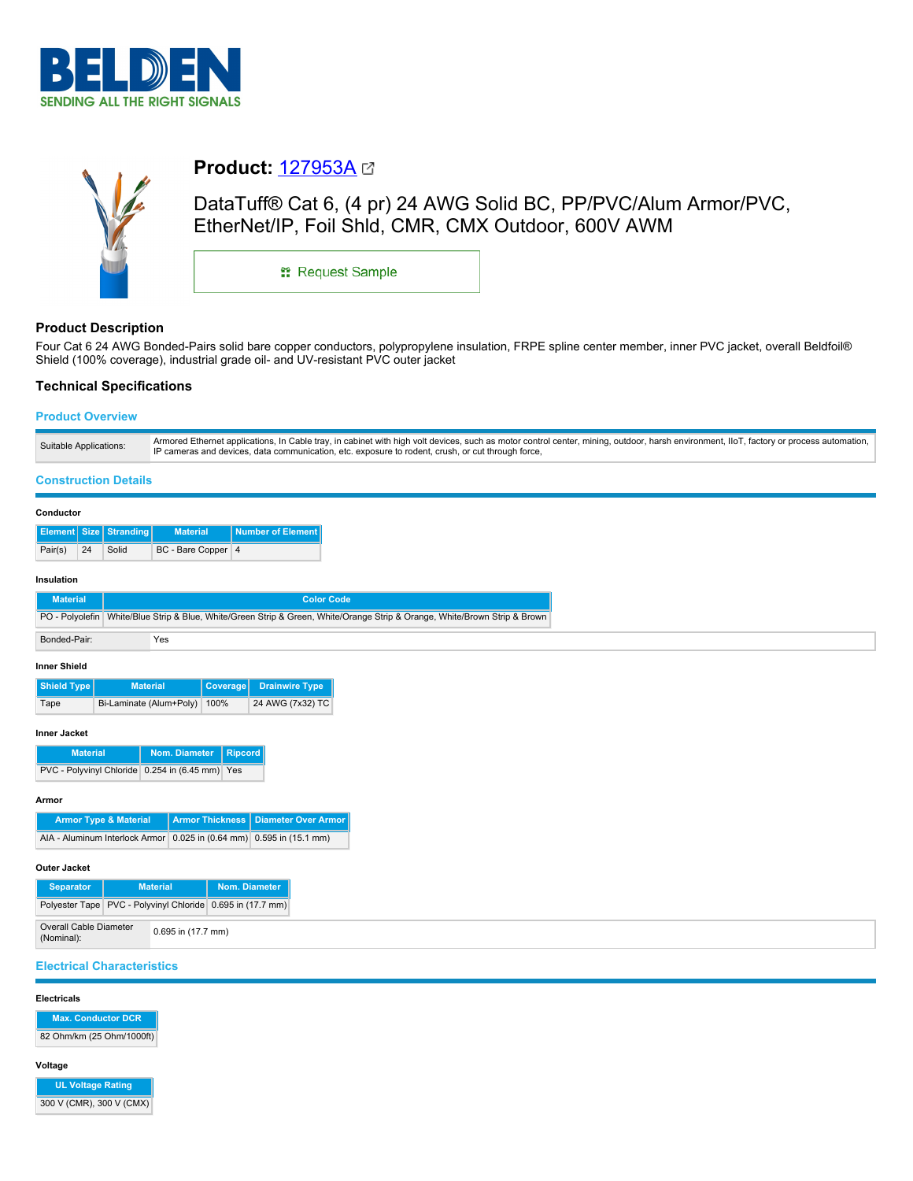# Product: 127953A

DataTuff® Cat 6, (4 pr) 24 AWG Solid BC, PP/PVC/Alum Armor/PVC, EtherNet/IP, Foil Shld, CMR, CMX Outdoor, 600V AWM

Request Sample

## Product Description

Four Cat 6 24 AWG Bonded-Pairs solid bare copper conductors, polypropylene insulation, FRPE spline center member, inner PVC jacket, overall Beldfoil® Shield (100% coverage), industrial grade oil- and UV-resistant PVC outer jacket

## Technical Specifications

### Product Overview

| | |
|---|---|
| Suitable Applications: | Armored Ethernet applications, In Cable tray, in cabinet with high volt devices, such as motor control center, mining, outdoor, harsh environment, IIoT, factory or process automation, IP cameras and devices, data communication, etc. exposure to rodent, crush, or cut through force, |

### Construction Details

#### Conductor

| Element | Size | Stranding | Material | Number of Element |
|---|---|---|---|---|
| Pair(s) | 24 | Solid | BC - Bare Copper | 4 |

#### Insulation

| Material | Color Code |
|---|---|
| PO - Polyolefin | White/Blue Strip & Blue, White/Green Strip & Green, White/Orange Strip & Orange, White/Brown Strip & Brown |

| | |
|---|---|
| Bonded-Pair: | Yes |

#### Inner Shield

| Shield Type | Material | Coverage | Drainwire Type |
|---|---|---|---|
| Tape | Bi-Laminate (Alum+Poly) | 100% | 24 AWG (7x32) TC |

#### Inner Jacket

| Material | Nom. Diameter | Ripcord |
|---|---|---|
| PVC - Polyvinyl Chloride | 0.254 in (6.45 mm) | Yes |

#### Armor

| Armor Type & Material | Armor Thickness | Diameter Over Armor |
|---|---|---|
| AIA - Aluminum Interlock Armor | 0.025 in (0.64 mm) | 0.595 in (15.1 mm) |

#### Outer Jacket

| Separator | Material | Nom. Diameter |
|---|---|---|
| Polyester Tape | PVC - Polyvinyl Chloride | 0.695 in (17.7 mm) |

| | |
|---|---|
| Overall Cable Diameter (Nominal): | 0.695 in (17.7 mm) |

### Electrical Characteristics

#### Electricals

| Max. Conductor DCR |
|---|
| 82 Ohm/km (25 Ohm/1000ft) |

#### Voltage

| UL Voltage Rating |
|---|
| 300 V (CMR), 300 V (CMX) |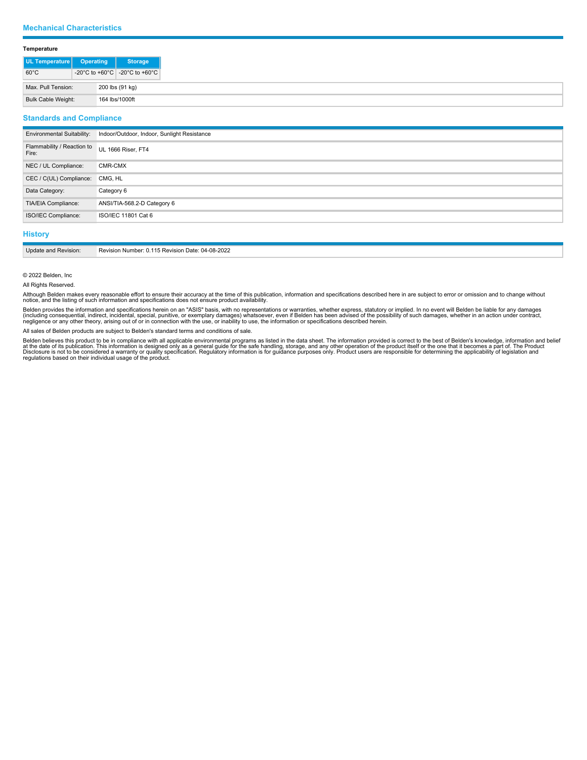## Mechanical Characteristics

**Temperature**

| UL Temperature | Operating | Storage |
|---|---|---|
| 60°C | -20°C to +60°C | -20°C to +60°C |

| | |
|---|---|
| Max. Pull Tension: | 200 lbs (91 kg) |
| Bulk Cable Weight: | 164 lbs/1000ft |

## Standards and Compliance

| | |
|---|---|
| Environmental Suitability: | Indoor/Outdoor, Indoor, Sunlight Resistance |
| Flammability / Reaction to Fire: | UL 1666 Riser, FT4 |
| NEC / UL Compliance: | CMR-CMX |
| CEC / C(UL) Compliance: | CMG, HL |
| Data Category: | Category 6 |
| TIA/EIA Compliance: | ANSI/TIA-568.2-D Category 6 |
| ISO/IEC Compliance: | ISO/IEC 11801 Cat 6 |

## History

| | |
|---|---|
| Update and Revision: | Revision Number: 0.115 Revision Date: 04-08-2022 |

© 2022 Belden, Inc

All Rights Reserved.

Although Belden makes every reasonable effort to ensure their accuracy at the time of this publication, information and specifications described here in are subject to error or omission and to change without notice, and the listing of such information and specifications does not ensure product availability.

Belden provides the information and specifications herein on an "ASIS" basis, with no representations or warranties, whether express, statutory or implied. In no event will Belden be liable for any damages (including consequential, indirect, incidental, special, punitive, or exemplary damages) whatsoever, even if Belden has been advised of the possibility of such damages, whether in an action under contract, negligence or any other theory, arising out of or in connection with the use, or inability to use, the information or specifications described herein.

All sales of Belden products are subject to Belden's standard terms and conditions of sale.

Belden believes this product to be in compliance with all applicable environmental programs as listed in the data sheet. The information provided is correct to the best of Belden's knowledge, information and belief at the date of its publication. This information is designed only as a general guide for the safe handling, storage, and any other operation of the product itself or the one that it becomes a part of. The Product Disclosure is not to be considered a warranty or quality specification. Regulatory information is for guidance purposes only. Product users are responsible for determining the applicability of legislation and regulations based on their individual usage of the product.